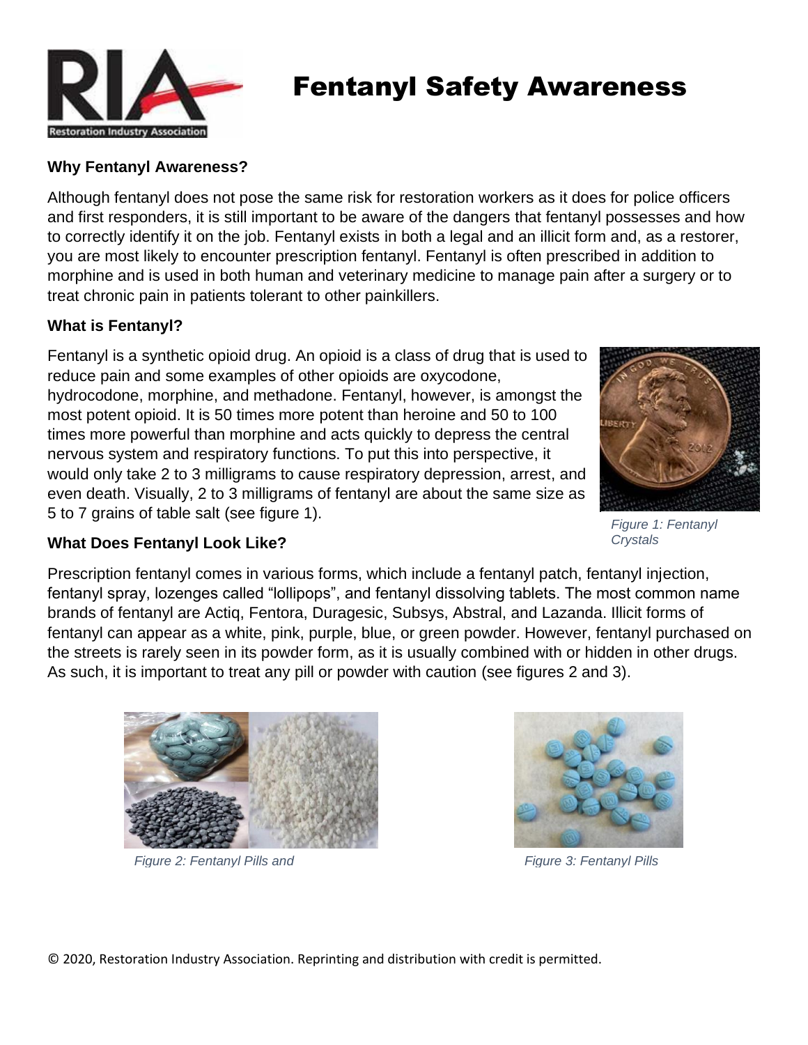# Fentanyl Safety Awareness

### Why Fentanyl Awareness?

Although fentanyl does not pose the same risk for restoration workers as it does for police officers and first responders, it is still important to be aware of the dangers that fentanyl possesses and how to correctly identify it on the job. Fentanyl exists in both a legal and an illicit form and, as a restorer, you are most likely to encounter prescription fentanyl. Fentanyl is often prescribed in addition to morphine and is used in both human and veterinary medicine to manage pain after a surgery or to treat chronic pain in patients tolerant to other painkillers.

### What is Fentanyl?

Fentanyl is a synthetic opioid drug. An opioid is a class of drug that is used to reduce pain and some examples of other opioids are oxycodone, hydrocodone, morphine, and methadone. Fentanyl, however, is amongst the most potent opioid. It is 50 times more potent than heroine and 50 to 100 times more powerful than morphine and acts quickly to depress the central nervous system and respiratory functions. To put this into perspective, it would only take 2 to 3 milligrams to cause respiratory depression, arrest, and even death. Visually, 2 to 3 milligrams of fentanyl are about the same size as 5 to 7 grains of table salt (see figure 1).

*Figure 1: Fentanyl Crystals*

### What Does Fentanyl Look Like?

Prescription fentanyl comes in various forms, which include a fentanyl patch, fentanyl injection, fentanyl spray, lozenges called "lollipops", and fentanyl dissolving tablets. The most common name brands of fentanyl are Actiq, Fentora, Duragesic, Subsys, Abstral, and Lazanda. Illicit forms of fentanyl can appear as a white, pink, purple, blue, or green powder. However, fentanyl purchased on the streets is rarely seen in its powder form, as it is usually combined with or hidden in other drugs. As such, it is important to treat any pill or powder with caution (see figures 2 and 3).

*Figure 2: Fentanyl Pills and*

*Figure 3: Fentanyl Pills*

© 2020, Restoration Industry Association. Reprinting and distribution with credit is permitted.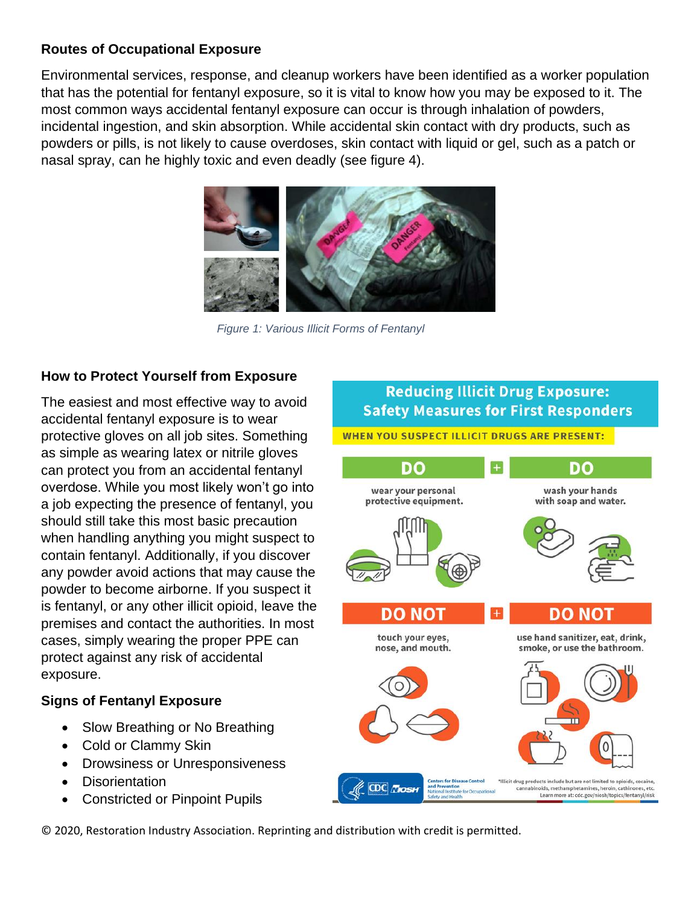## Routes of Occupational Exposure

Environmental services, response, and cleanup workers have been identified as a worker population that has the potential for fentanyl exposure, so it is vital to know how you may be exposed to it. The most common ways accidental fentanyl exposure can occur is through inhalation of powders, incidental ingestion, and skin absorption. While accidental skin contact with dry products, such as powders or pills, is not likely to cause overdoses, skin contact with liquid or gel, such as a patch or nasal spray, can he highly toxic and even deadly (see figure 4).

*Figure 1: Various Illicit Forms of Fentanyl*

## How to Protect Yourself from Exposure

The easiest and most effective way to avoid accidental fentanyl exposure is to wear protective gloves on all job sites. Something as simple as wearing latex or nitrile gloves can protect you from an accidental fentanyl overdose. While you most likely won't go into a job expecting the presence of fentanyl, you should still take this most basic precaution when handling anything you might suspect to contain fentanyl. Additionally, if you discover any powder avoid actions that may cause the powder to become airborne. If you suspect it is fentanyl, or any other illicit opioid, leave the premises and contact the authorities. In most cases, simply wearing the proper PPE can protect against any risk of accidental exposure.

## Signs of Fentanyl Exposure

- Slow Breathing or No Breathing
- Cold or Clammy Skin
- Drowsiness or Unresponsiveness
- Disorientation
- Constricted or Pinpoint Pupils

**Reducing Illicit Drug Exposure: Safety Measures for First Responders**

**WHEN YOU SUSPECT ILLICIT DRUGS ARE PRESENT:**

**DO** wear your personal protective equipment. + **DO** wash your hands with soap and water.

**DO NOT** touch your eyes, nose, and mouth. + **DO NOT** use hand sanitizer, eat, drink, smoke, or use the bathroom.

Centers for Disease Control and Prevention, National Institute for Occupational Safety and Health

*Illicit drug products include but are not limited to opioids, cocaine, cannabinoids, methamphetamines, heroin, cathinones, etc. Learn more at: cdc.gov/niosh/topics/fentanyl/risk

© 2020, Restoration Industry Association. Reprinting and distribution with credit is permitted.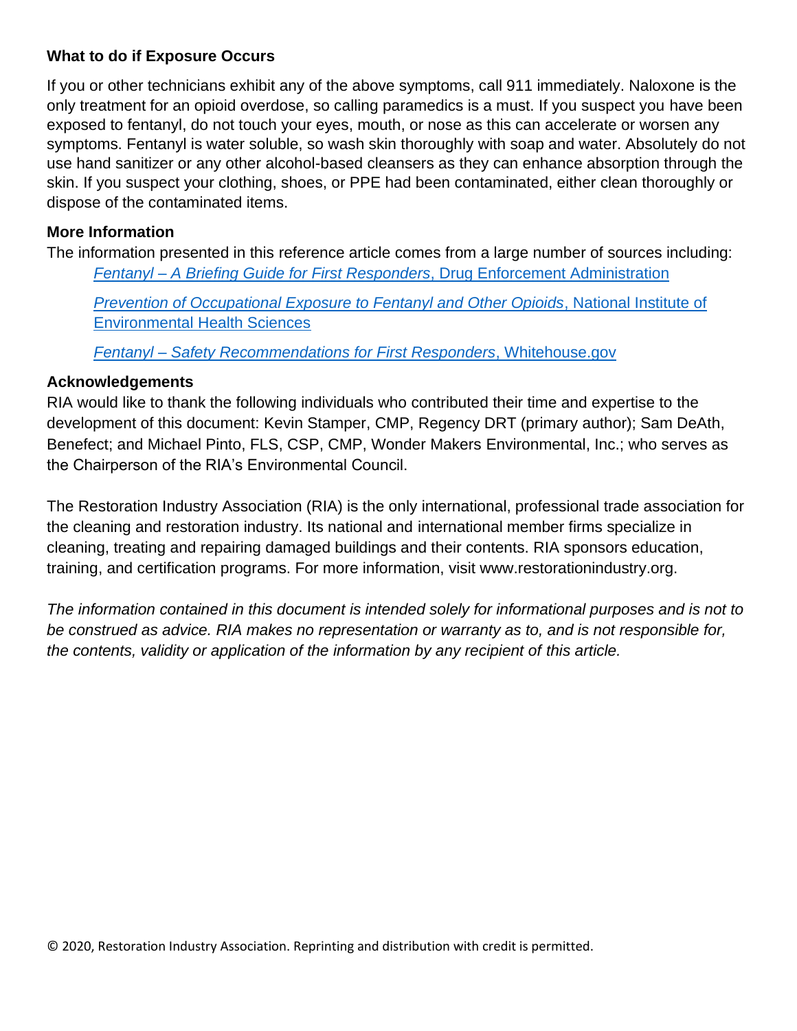## What to do if Exposure Occurs

If you or other technicians exhibit any of the above symptoms, call 911 immediately. Naloxone is the only treatment for an opioid overdose, so calling paramedics is a must. If you suspect you have been exposed to fentanyl, do not touch your eyes, mouth, or nose as this can accelerate or worsen any symptoms. Fentanyl is water soluble, so wash skin thoroughly with soap and water. Absolutely do not use hand sanitizer or any other alcohol-based cleansers as they can enhance absorption through the skin. If you suspect your clothing, shoes, or PPE had been contaminated, either clean thoroughly or dispose of the contaminated items.

## More Information

The information presented in this reference article comes from a large number of sources including:

*Fentanyl – A Briefing Guide for First Responders*, Drug Enforcement Administration

*Prevention of Occupational Exposure to Fentanyl and Other Opioids*, National Institute of Environmental Health Sciences

*Fentanyl – Safety Recommendations for First Responders*, Whitehouse.gov

## Acknowledgements

RIA would like to thank the following individuals who contributed their time and expertise to the development of this document: Kevin Stamper, CMP, Regency DRT (primary author); Sam DeAth, Benefect; and Michael Pinto, FLS, CSP, CMP, Wonder Makers Environmental, Inc.; who serves as the Chairperson of the RIA's Environmental Council.

The Restoration Industry Association (RIA) is the only international, professional trade association for the cleaning and restoration industry. Its national and international member firms specialize in cleaning, treating and repairing damaged buildings and their contents. RIA sponsors education, training, and certification programs. For more information, visit www.restorationindustry.org.

*The information contained in this document is intended solely for informational purposes and is not to be construed as advice. RIA makes no representation or warranty as to, and is not responsible for, the contents, validity or application of the information by any recipient of this article.*

© 2020, Restoration Industry Association. Reprinting and distribution with credit is permitted.